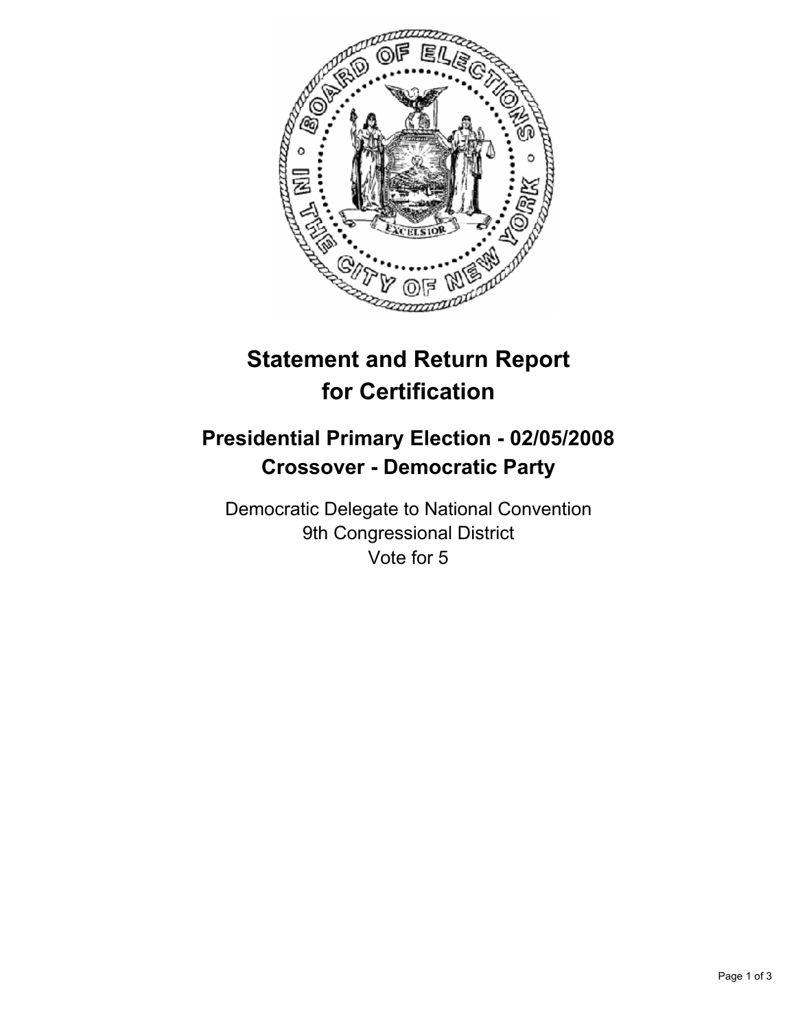# Statement and Return Report for Certification

## Presidential Primary Election - 02/05/2008
## Crossover - Democratic Party

Democratic Delegate to National Convention
9th Congressional District
Vote for 5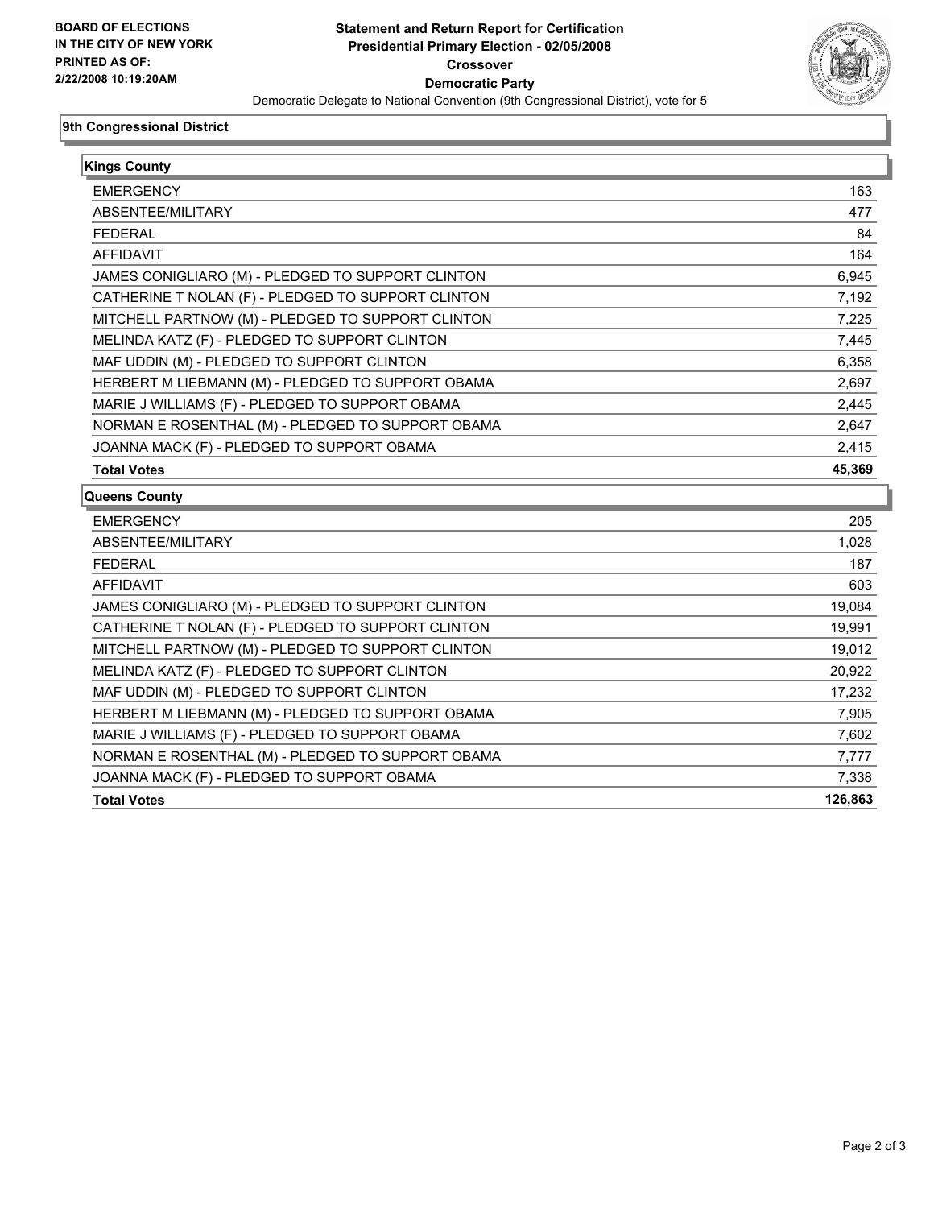**BOARD OF ELECTIONS IN THE CITY OF NEW YORK PRINTED AS OF: 2/22/2008 10:19:20AM**

# Statement and Return Report for Certification Presidential Primary Election - 02/05/2008 Crossover Democratic Party

Democratic Delegate to National Convention (9th Congressional District), vote for 5

## 9th Congressional District

### Kings County

| | |
|---|---|
| EMERGENCY | 163 |
| ABSENTEE/MILITARY | 477 |
| FEDERAL | 84 |
| AFFIDAVIT | 164 |
| JAMES CONIGLIARO (M) - PLEDGED TO SUPPORT CLINTON | 6,945 |
| CATHERINE T NOLAN (F) - PLEDGED TO SUPPORT CLINTON | 7,192 |
| MITCHELL PARTNOW (M) - PLEDGED TO SUPPORT CLINTON | 7,225 |
| MELINDA KATZ (F) - PLEDGED TO SUPPORT CLINTON | 7,445 |
| MAF UDDIN (M) - PLEDGED TO SUPPORT CLINTON | 6,358 |
| HERBERT M LIEBMANN (M) - PLEDGED TO SUPPORT OBAMA | 2,697 |
| MARIE J WILLIAMS (F) - PLEDGED TO SUPPORT OBAMA | 2,445 |
| NORMAN E ROSENTHAL (M) - PLEDGED TO SUPPORT OBAMA | 2,647 |
| JOANNA MACK (F) - PLEDGED TO SUPPORT OBAMA | 2,415 |
| **Total Votes** | **45,369** |

### Queens County

| | |
|---|---|
| EMERGENCY | 205 |
| ABSENTEE/MILITARY | 1,028 |
| FEDERAL | 187 |
| AFFIDAVIT | 603 |
| JAMES CONIGLIARO (M) - PLEDGED TO SUPPORT CLINTON | 19,084 |
| CATHERINE T NOLAN (F) - PLEDGED TO SUPPORT CLINTON | 19,991 |
| MITCHELL PARTNOW (M) - PLEDGED TO SUPPORT CLINTON | 19,012 |
| MELINDA KATZ (F) - PLEDGED TO SUPPORT CLINTON | 20,922 |
| MAF UDDIN (M) - PLEDGED TO SUPPORT CLINTON | 17,232 |
| HERBERT M LIEBMANN (M) - PLEDGED TO SUPPORT OBAMA | 7,905 |
| MARIE J WILLIAMS (F) - PLEDGED TO SUPPORT OBAMA | 7,602 |
| NORMAN E ROSENTHAL (M) - PLEDGED TO SUPPORT OBAMA | 7,777 |
| JOANNA MACK (F) - PLEDGED TO SUPPORT OBAMA | 7,338 |
| **Total Votes** | **126,863** |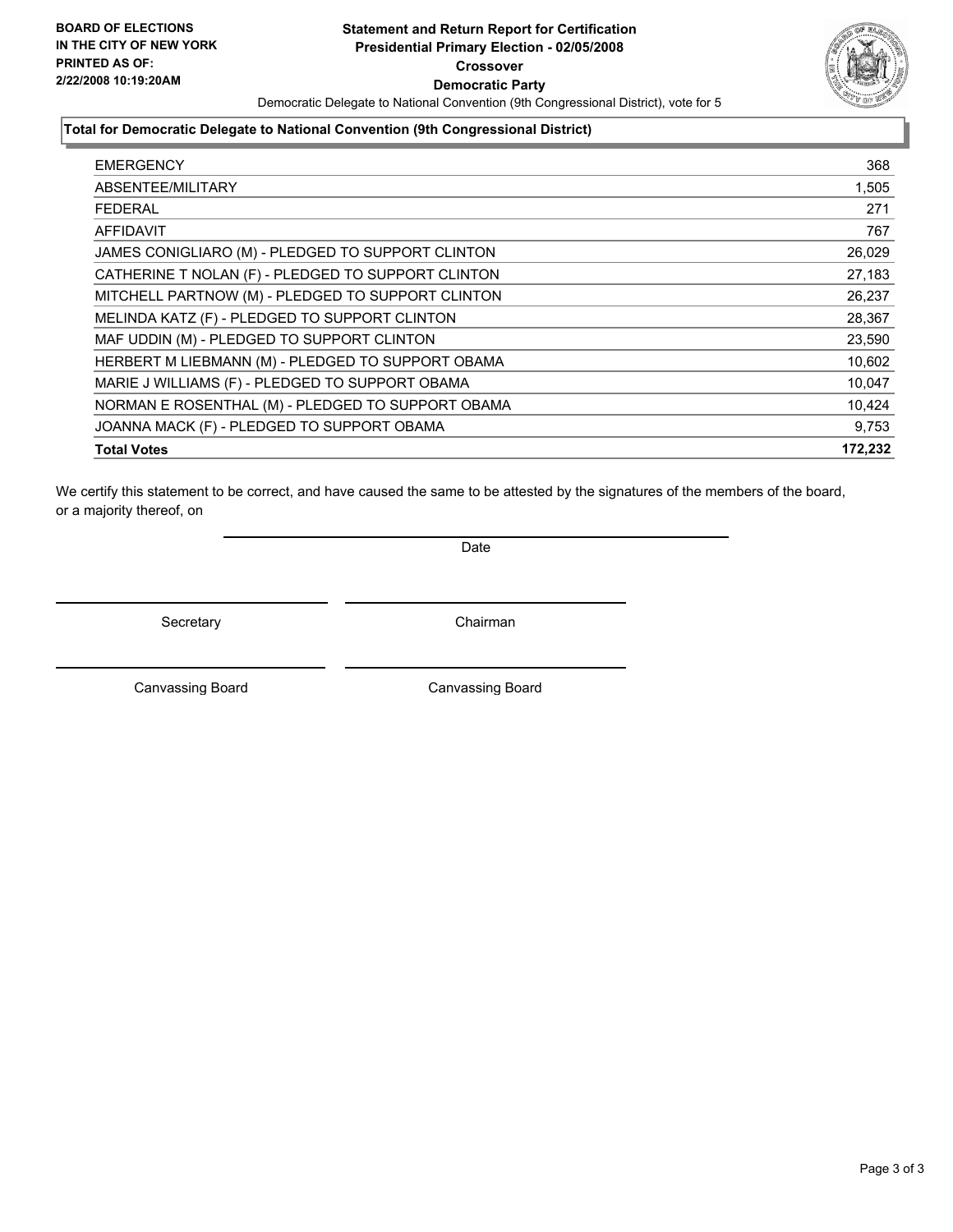**BOARD OF ELECTIONS IN THE CITY OF NEW YORK PRINTED AS OF: 2/22/2008 10:19:20AM**

# Statement and Return Report for Certification
## Presidential Primary Election - 02/05/2008
## Crossover
## Democratic Party

Democratic Delegate to National Convention (9th Congressional District), vote for 5

### Total for Democratic Delegate to National Convention (9th Congressional District)

| | |
|---|---|
| EMERGENCY | 368 |
| ABSENTEE/MILITARY | 1,505 |
| FEDERAL | 271 |
| AFFIDAVIT | 767 |
| JAMES CONIGLIARO (M) - PLEDGED TO SUPPORT CLINTON | 26,029 |
| CATHERINE T NOLAN (F) - PLEDGED TO SUPPORT CLINTON | 27,183 |
| MITCHELL PARTNOW (M) - PLEDGED TO SUPPORT CLINTON | 26,237 |
| MELINDA KATZ (F) - PLEDGED TO SUPPORT CLINTON | 28,367 |
| MAF UDDIN (M) - PLEDGED TO SUPPORT CLINTON | 23,590 |
| HERBERT M LIEBMANN (M) - PLEDGED TO SUPPORT OBAMA | 10,602 |
| MARIE J WILLIAMS (F) - PLEDGED TO SUPPORT OBAMA | 10,047 |
| NORMAN E ROSENTHAL (M) - PLEDGED TO SUPPORT OBAMA | 10,424 |
| JOANNA MACK (F) - PLEDGED TO SUPPORT OBAMA | 9,753 |
| **Total Votes** | **172,232** |

We certify this statement to be correct, and have caused the same to be attested by the signatures of the members of the board, or a majority thereof, on

Date

Secretary

Chairman

Canvassing Board

Canvassing Board